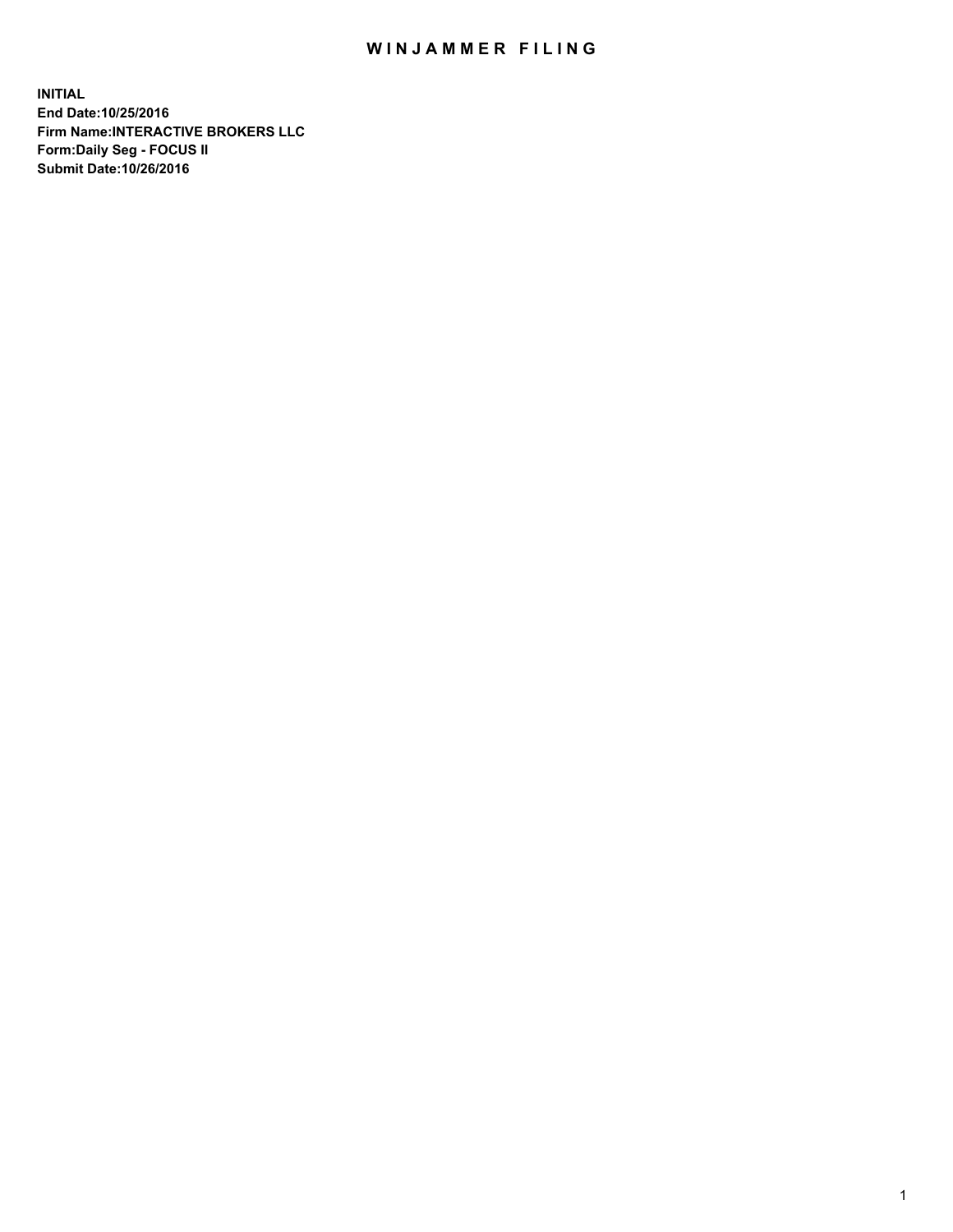# WINJAMMER FILING

**INITIAL**
**End Date:10/25/2016**
**Firm Name:INTERACTIVE BROKERS LLC**
**Form:Daily Seg - FOCUS II**
**Submit Date:10/26/2016**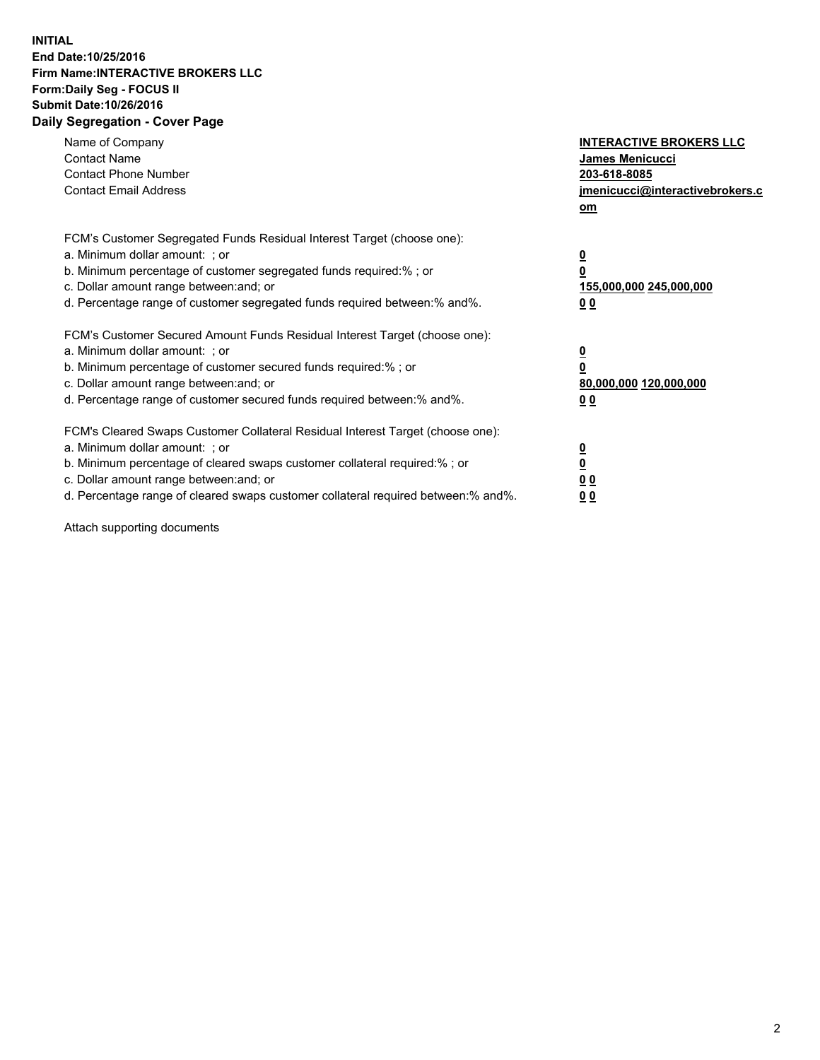**INITIAL**
**End Date:10/25/2016**
**Firm Name:INTERACTIVE BROKERS LLC**
**Form:Daily Seg - FOCUS II**
**Submit Date:10/26/2016**
**Daily Segregation - Cover Page**

| | |
|---|---|
| Name of Company | **INTERACTIVE BROKERS LLC** |
| Contact Name | **James Menicucci** |
| Contact Phone Number | **203-618-8085** |
| Contact Email Address | **jmenicucci@interactivebrokers.com** |

FCM's Customer Segregated Funds Residual Interest Target (choose one):

| | |
|---|---|
| a. Minimum dollar amount: ; or | **0** |
| b. Minimum percentage of customer segregated funds required:% ; or | **0** |
| c. Dollar amount range between:and; or | **155,000,000 245,000,000** |
| d. Percentage range of customer segregated funds required between:% and%. | **0 0** |

FCM's Customer Secured Amount Funds Residual Interest Target (choose one):

| | |
|---|---|
| a. Minimum dollar amount: ; or | **0** |
| b. Minimum percentage of customer secured funds required:% ; or | **0** |
| c. Dollar amount range between:and; or | **80,000,000 120,000,000** |
| d. Percentage range of customer secured funds required between:% and%. | **0 0** |

FCM's Cleared Swaps Customer Collateral Residual Interest Target (choose one):

| | |
|---|---|
| a. Minimum dollar amount: ; or | **0** |
| b. Minimum percentage of cleared swaps customer collateral required:% ; or | **0** |
| c. Dollar amount range between:and; or | **0 0** |
| d. Percentage range of cleared swaps customer collateral required between:% and%. | **0 0** |

Attach supporting documents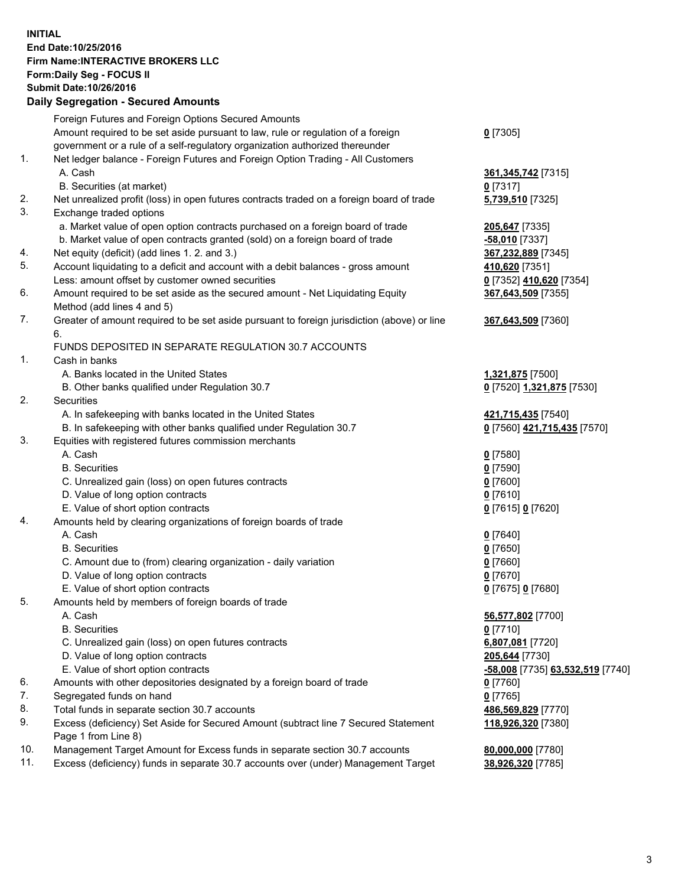**INITIAL**
**End Date:10/25/2016**
**Firm Name:INTERACTIVE BROKERS LLC**
**Form:Daily Seg - FOCUS II**
**Submit Date:10/26/2016**

### Daily Segregation - Secured Amounts

| | | |
|---|---|---|
| | Foreign Futures and Foreign Options Secured Amounts | |
| | Amount required to be set aside pursuant to law, rule or regulation of a foreign government or a rule of a self-regulatory organization authorized thereunder | **0** [7305] |
| 1. | Net ledger balance - Foreign Futures and Foreign Option Trading - All Customers | |
| | A. Cash | **361,345,742** [7315] |
| | B. Securities (at market) | **0** [7317] |
| 2. | Net unrealized profit (loss) in open futures contracts traded on a foreign board of trade | **5,739,510** [7325] |
| 3. | Exchange traded options | |
| | a. Market value of open option contracts purchased on a foreign board of trade | **205,647** [7335] |
| | b. Market value of open contracts granted (sold) on a foreign board of trade | **-58,010** [7337] |
| 4. | Net equity (deficit) (add lines 1. 2. and 3.) | **367,232,889** [7345] |
| 5. | Account liquidating to a deficit and account with a debit balances - gross amount | **410,620** [7351] |
| | Less: amount offset by customer owned securities | **0** [7352] **410,620** [7354] |
| 6. | Amount required to be set aside as the secured amount - Net Liquidating Equity Method (add lines 4 and 5) | **367,643,509** [7355] |
| 7. | Greater of amount required to be set aside pursuant to foreign jurisdiction (above) or line 6. | **367,643,509** [7360] |
| | FUNDS DEPOSITED IN SEPARATE REGULATION 30.7 ACCOUNTS | |
| 1. | Cash in banks | |
| | A. Banks located in the United States | **1,321,875** [7500] |
| | B. Other banks qualified under Regulation 30.7 | **0** [7520] **1,321,875** [7530] |
| 2. | Securities | |
| | A. In safekeeping with banks located in the United States | **421,715,435** [7540] |
| | B. In safekeeping with other banks qualified under Regulation 30.7 | **0** [7560] **421,715,435** [7570] |
| 3. | Equities with registered futures commission merchants | |
| | A. Cash | **0** [7580] |
| | B. Securities | **0** [7590] |
| | C. Unrealized gain (loss) on open futures contracts | **0** [7600] |
| | D. Value of long option contracts | **0** [7610] |
| | E. Value of short option contracts | **0** [7615] **0** [7620] |
| 4. | Amounts held by clearing organizations of foreign boards of trade | |
| | A. Cash | **0** [7640] |
| | B. Securities | **0** [7650] |
| | C. Amount due to (from) clearing organization - daily variation | **0** [7660] |
| | D. Value of long option contracts | **0** [7670] |
| | E. Value of short option contracts | **0** [7675] **0** [7680] |
| 5. | Amounts held by members of foreign boards of trade | |
| | A. Cash | **56,577,802** [7700] |
| | B. Securities | **0** [7710] |
| | C. Unrealized gain (loss) on open futures contracts | **6,807,081** [7720] |
| | D. Value of long option contracts | **205,644** [7730] |
| | E. Value of short option contracts | **-58,008** [7735] **63,532,519** [7740] |
| 6. | Amounts with other depositories designated by a foreign board of trade | **0** [7760] |
| 7. | Segregated funds on hand | **0** [7765] |
| 8. | Total funds in separate section 30.7 accounts | **486,569,829** [7770] |
| 9. | Excess (deficiency) Set Aside for Secured Amount (subtract line 7 Secured Statement Page 1 from Line 8) | **118,926,320** [7380] |
| 10. | Management Target Amount for Excess funds in separate section 30.7 accounts | **80,000,000** [7780] |
| 11. | Excess (deficiency) funds in separate 30.7 accounts over (under) Management Target | **38,926,320** [7785] |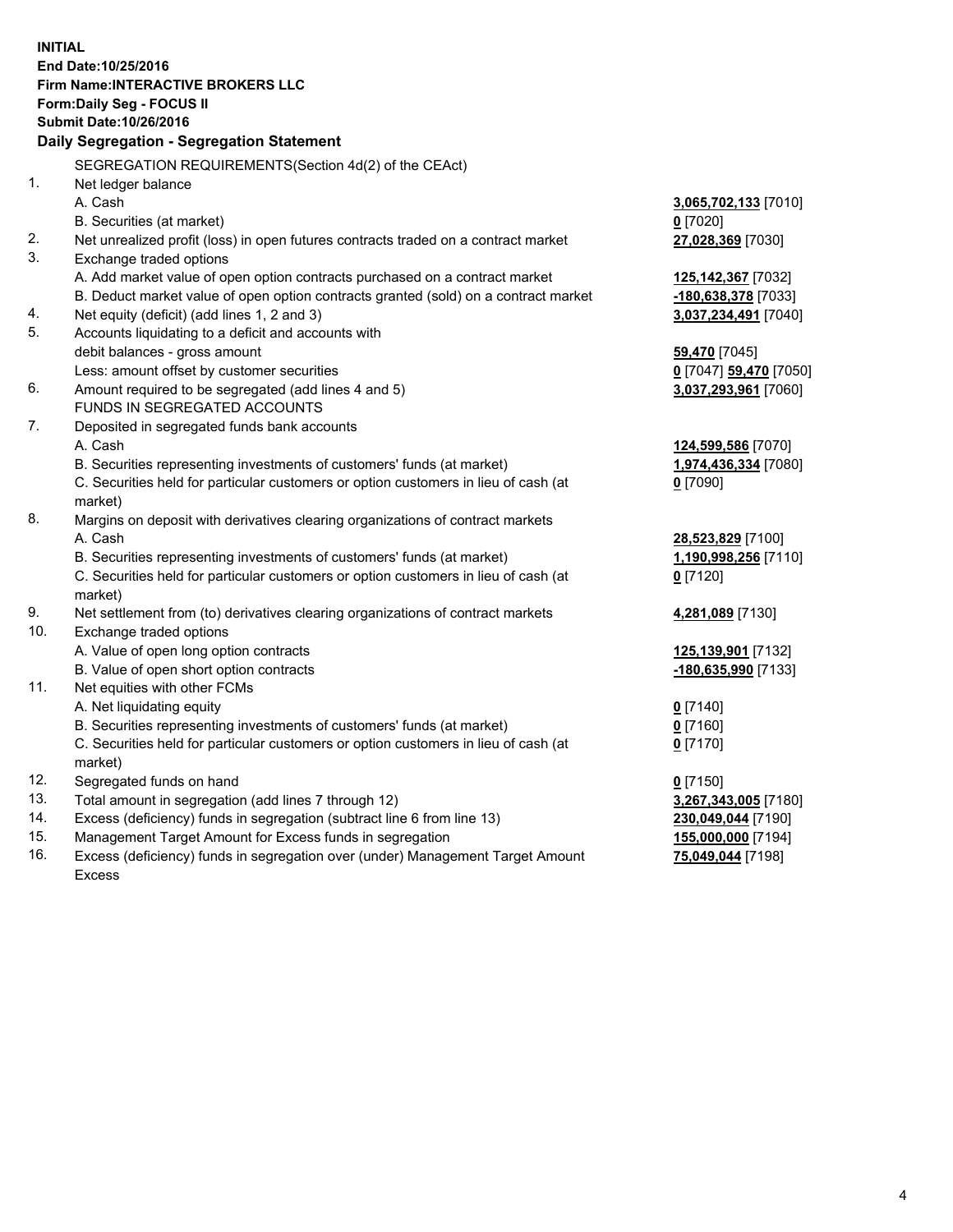**INITIAL**
**End Date:10/25/2016**
**Firm Name:INTERACTIVE BROKERS LLC**
**Form:Daily Seg - FOCUS II**
**Submit Date:10/26/2016**

**Daily Segregation - Segregation Statement**

| | | |
|---|---|---|
| | SEGREGATION REQUIREMENTS(Section 4d(2) of the CEAct) | |
| 1. | Net ledger balance | |
| | A. Cash | **3,065,702,133** [7010] |
| | B. Securities (at market) | **0** [7020] |
| 2. | Net unrealized profit (loss) in open futures contracts traded on a contract market | **27,028,369** [7030] |
| 3. | Exchange traded options | |
| | A. Add market value of open option contracts purchased on a contract market | **125,142,367** [7032] |
| | B. Deduct market value of open option contracts granted (sold) on a contract market | **-180,638,378** [7033] |
| 4. | Net equity (deficit) (add lines 1, 2 and 3) | **3,037,234,491** [7040] |
| 5. | Accounts liquidating to a deficit and accounts with debit balances - gross amount | **59,470** [7045] |
| | Less: amount offset by customer securities | **0** [7047] **59,470** [7050] |
| 6. | Amount required to be segregated (add lines 4 and 5) | **3,037,293,961** [7060] |
| | FUNDS IN SEGREGATED ACCOUNTS | |
| 7. | Deposited in segregated funds bank accounts | |
| | A. Cash | **124,599,586** [7070] |
| | B. Securities representing investments of customers' funds (at market) | **1,974,436,334** [7080] |
| | C. Securities held for particular customers or option customers in lieu of cash (at market) | **0** [7090] |
| 8. | Margins on deposit with derivatives clearing organizations of contract markets | |
| | A. Cash | **28,523,829** [7100] |
| | B. Securities representing investments of customers' funds (at market) | **1,190,998,256** [7110] |
| | C. Securities held for particular customers or option customers in lieu of cash (at market) | **0** [7120] |
| 9. | Net settlement from (to) derivatives clearing organizations of contract markets | **4,281,089** [7130] |
| 10. | Exchange traded options | |
| | A. Value of open long option contracts | **125,139,901** [7132] |
| | B. Value of open short option contracts | **-180,635,990** [7133] |
| 11. | Net equities with other FCMs | |
| | A. Net liquidating equity | **0** [7140] |
| | B. Securities representing investments of customers' funds (at market) | **0** [7160] |
| | C. Securities held for particular customers or option customers in lieu of cash (at market) | **0** [7170] |
| 12. | Segregated funds on hand | **0** [7150] |
| 13. | Total amount in segregation (add lines 7 through 12) | **3,267,343,005** [7180] |
| 14. | Excess (deficiency) funds in segregation (subtract line 6 from line 13) | **230,049,044** [7190] |
| 15. | Management Target Amount for Excess funds in segregation | **155,000,000** [7194] |
| 16. | Excess (deficiency) funds in segregation over (under) Management Target Amount Excess | **75,049,044** [7198] |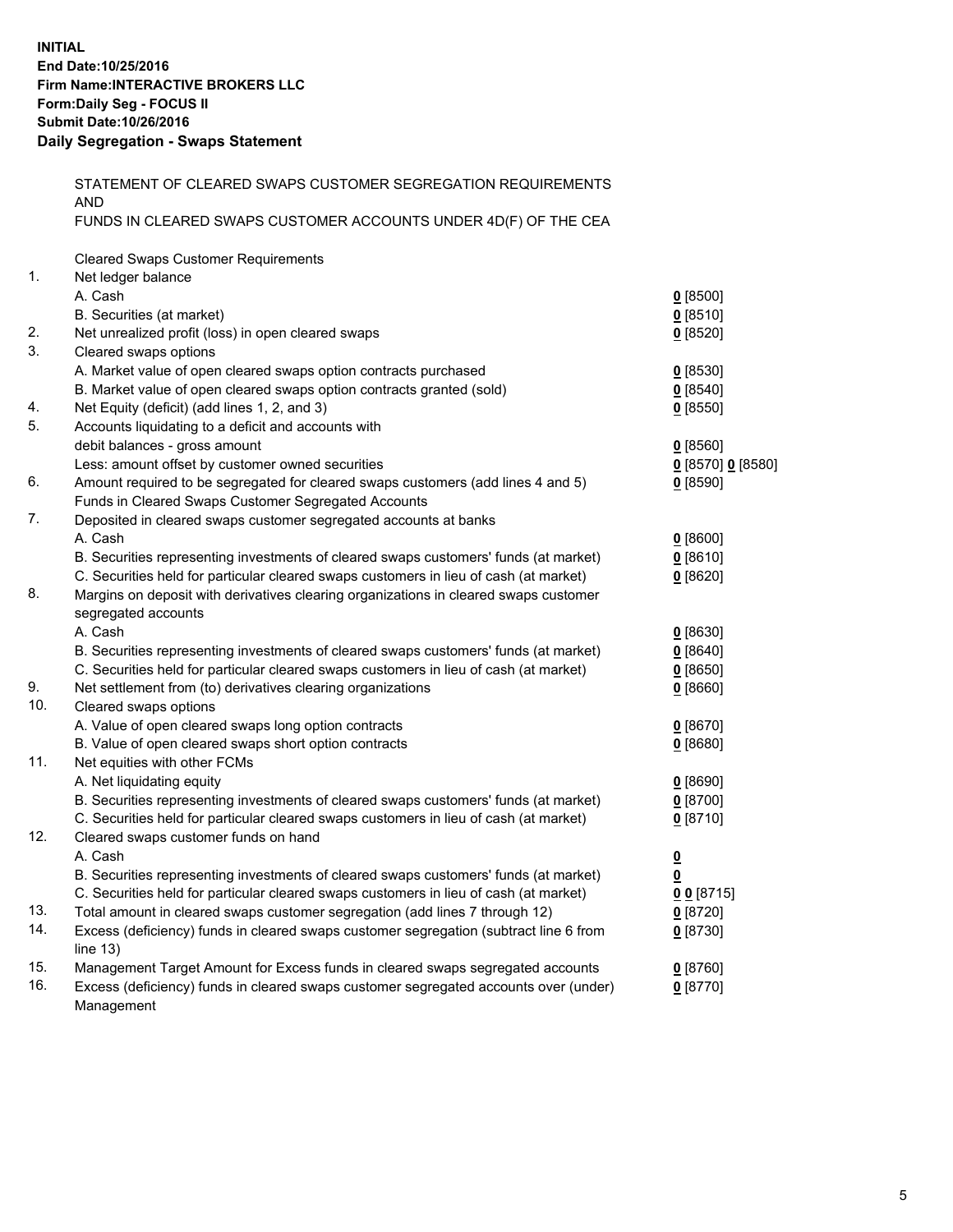**INITIAL**
**End Date:10/25/2016**
**Firm Name:INTERACTIVE BROKERS LLC**
**Form:Daily Seg - FOCUS II**
**Submit Date:10/26/2016**
**Daily Segregation - Swaps Statement**

STATEMENT OF CLEARED SWAPS CUSTOMER SEGREGATION REQUIREMENTS
AND
FUNDS IN CLEARED SWAPS CUSTOMER ACCOUNTS UNDER 4D(F) OF THE CEA

| | | |
|---|---|---|
| | Cleared Swaps Customer Requirements | |
| 1. | Net ledger balance | |
| | A. Cash | 0 [8500] |
| | B. Securities (at market) | 0 [8510] |
| 2. | Net unrealized profit (loss) in open cleared swaps | 0 [8520] |
| 3. | Cleared swaps options | |
| | A. Market value of open cleared swaps option contracts purchased | 0 [8530] |
| | B. Market value of open cleared swaps option contracts granted (sold) | 0 [8540] |
| 4. | Net Equity (deficit) (add lines 1, 2, and 3) | 0 [8550] |
| 5. | Accounts liquidating to a deficit and accounts with | |
| | debit balances - gross amount | 0 [8560] |
| | Less: amount offset by customer owned securities | 0 [8570] 0 [8580] |
| 6. | Amount required to be segregated for cleared swaps customers (add lines 4 and 5) | 0 [8590] |
| | Funds in Cleared Swaps Customer Segregated Accounts | |
| 7. | Deposited in cleared swaps customer segregated accounts at banks | |
| | A. Cash | 0 [8600] |
| | B. Securities representing investments of cleared swaps customers' funds (at market) | 0 [8610] |
| | C. Securities held for particular cleared swaps customers in lieu of cash (at market) | 0 [8620] |
| 8. | Margins on deposit with derivatives clearing organizations in cleared swaps customer segregated accounts | |
| | A. Cash | 0 [8630] |
| | B. Securities representing investments of cleared swaps customers' funds (at market) | 0 [8640] |
| | C. Securities held for particular cleared swaps customers in lieu of cash (at market) | 0 [8650] |
| 9. | Net settlement from (to) derivatives clearing organizations | 0 [8660] |
| 10. | Cleared swaps options | |
| | A. Value of open cleared swaps long option contracts | 0 [8670] |
| | B. Value of open cleared swaps short option contracts | 0 [8680] |
| 11. | Net equities with other FCMs | |
| | A. Net liquidating equity | 0 [8690] |
| | B. Securities representing investments of cleared swaps customers' funds (at market) | 0 [8700] |
| | C. Securities held for particular cleared swaps customers in lieu of cash (at market) | 0 [8710] |
| 12. | Cleared swaps customer funds on hand | |
| | A. Cash | 0 |
| | B. Securities representing investments of cleared swaps customers' funds (at market) | 0 |
| | C. Securities held for particular cleared swaps customers in lieu of cash (at market) | 0 0 [8715] |
| 13. | Total amount in cleared swaps customer segregation (add lines 7 through 12) | 0 [8720] |
| 14. | Excess (deficiency) funds in cleared swaps customer segregation (subtract line 6 from line 13) | 0 [8730] |
| 15. | Management Target Amount for Excess funds in cleared swaps segregated accounts | 0 [8760] |
| 16. | Excess (deficiency) funds in cleared swaps customer segregated accounts over (under) Management | 0 [8770] |